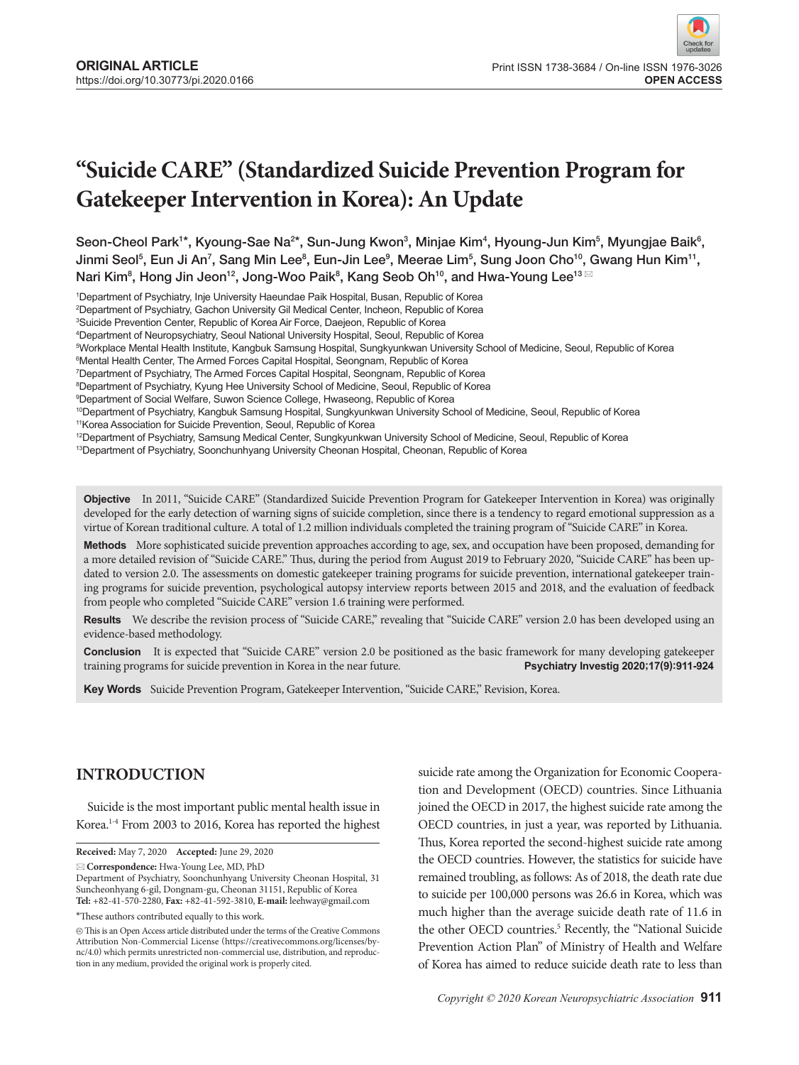ORIGINAL ARTICLE
https://doi.org/10.30773/pi.2020.0166

Print ISSN 1738-3684 / On-line ISSN 1976-3026
**OPEN ACCESS**

# "Suicide CARE" (Standardized Suicide Prevention Program for Gatekeeper Intervention in Korea): An Update

Seon-Cheol Park[1]*, Kyoung-Sae Na[2]*, Sun-Jung Kwon[3], Minjae Kim[4], Hyoung-Jun Kim[5], Myungjae Baik[6], Jinmi Seol[5], Eun Ji An[7], Sang Min Lee[8], Eun-Jin Lee[9], Meerae Lim[5], Sung Joon Cho[10], Gwang Hun Kim[11], Nari Kim[8], Hong Jin Jeon[12], Jong-Woo Paik[8], Kang Seob Oh[10], and Hwa-Young Lee[13] ✉

[1]Department of Psychiatry, Inje University Haeundae Paik Hospital, Busan, Republic of Korea
[2]Department of Psychiatry, Gachon University Gil Medical Center, Incheon, Republic of Korea
[3]Suicide Prevention Center, Republic of Korea Air Force, Daejeon, Republic of Korea
[4]Department of Neuropsychiatry, Seoul National University Hospital, Seoul, Republic of Korea
[5]Workplace Mental Health Institute, Kangbuk Samsung Hospital, Sungkyunkwan University School of Medicine, Seoul, Republic of Korea
[6]Mental Health Center, The Armed Forces Capital Hospital, Seongnam, Republic of Korea
[7]Department of Psychiatry, The Armed Forces Capital Hospital, Seongnam, Republic of Korea
[8]Department of Psychiatry, Kyung Hee University School of Medicine, Seoul, Republic of Korea
[9]Department of Social Welfare, Suwon Science College, Hwaseong, Republic of Korea
[10]Department of Psychiatry, Kangbuk Samsung Hospital, Sungkyunkwan University School of Medicine, Seoul, Republic of Korea
[11]Korea Association for Suicide Prevention, Seoul, Republic of Korea
[12]Department of Psychiatry, Samsung Medical Center, Sungkyunkwan University School of Medicine, Seoul, Republic of Korea
[13]Department of Psychiatry, Soonchunhyang University Cheonan Hospital, Cheonan, Republic of Korea

**Objective** In 2011, "Suicide CARE" (Standardized Suicide Prevention Program for Gatekeeper Intervention in Korea) was originally developed for the early detection of warning signs of suicide completion, since there is a tendency to regard emotional suppression as a virtue of Korean traditional culture. A total of 1.2 million individuals completed the training program of "Suicide CARE" in Korea.

**Methods** More sophisticated suicide prevention approaches according to age, sex, and occupation have been proposed, demanding for a more detailed revision of "Suicide CARE." Thus, during the period from August 2019 to February 2020, "Suicide CARE" has been updated to version 2.0. The assessments on domestic gatekeeper training programs for suicide prevention, international gatekeeper training programs for suicide prevention, psychological autopsy interview reports between 2015 and 2018, and the evaluation of feedback from people who completed "Suicide CARE" version 1.6 training were performed.

**Results** We describe the revision process of "Suicide CARE," revealing that "Suicide CARE" version 2.0 has been developed using an evidence-based methodology.

**Conclusion** It is expected that "Suicide CARE" version 2.0 be positioned as the basic framework for many developing gatekeeper training programs for suicide prevention in Korea in the near future. **Psychiatry Investig 2020;17(9):911-924**

**Key Words** Suicide Prevention Program, Gatekeeper Intervention, "Suicide CARE," Revision, Korea.

## INTRODUCTION

Suicide is the most important public mental health issue in Korea.[1-4] From 2003 to 2016, Korea has reported the highest suicide rate among the Organization for Economic Cooperation and Development (OECD) countries. Since Lithuania joined the OECD in 2017, the highest suicide rate among the OECD countries, in just a year, was reported by Lithuania. Thus, Korea reported the second-highest suicide rate among the OECD countries. However, the statistics for suicide have remained troubling, as follows: As of 2018, the death rate due to suicide per 100,000 persons was 26.6 in Korea, which was much higher than the average suicide death rate of 11.6 in the other OECD countries.[5] Recently, the "National Suicide Prevention Action Plan" of Ministry of Health and Welfare of Korea has aimed to reduce suicide death rate to less than

**Received:** May 7, 2020 **Accepted:** June 29, 2020

✉ **Correspondence:** Hwa-Young Lee, MD, PhD
Department of Psychiatry, Soonchunhyang University Cheonan Hospital, 31 Suncheonhyang 6-gil, Dongnam-gu, Cheonan 31151, Republic of Korea
**Tel:** +82-41-570-2280, **Fax:** +82-41-592-3810, **E-mail:** leehway@gmail.com

*These authors contributed equally to this work.

ⓒ This is an Open Access article distributed under the terms of the Creative Commons Attribution Non-Commercial License (https://creativecommons.org/licenses/by-nc/4.0) which permits unrestricted non-commercial use, distribution, and reproduction in any medium, provided the original work is properly cited.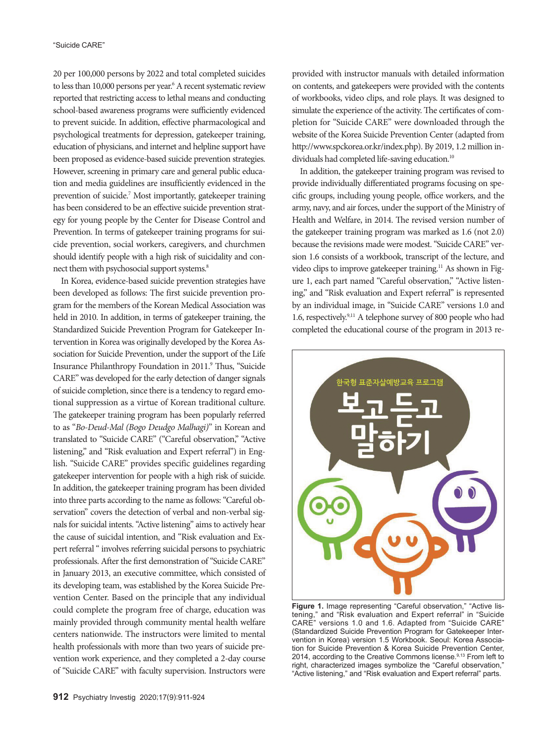20 per 100,000 persons by 2022 and total completed suicides to less than 10,000 persons per year.[6] A recent systematic review reported that restricting access to lethal means and conducting school-based awareness programs were sufficiently evidenced to prevent suicide. In addition, effective pharmacological and psychological treatments for depression, gatekeeper training, education of physicians, and internet and helpline support have been proposed as evidence-based suicide prevention strategies. However, screening in primary care and general public education and media guidelines are insufficiently evidenced in the prevention of suicide.[7] Most importantly, gatekeeper training has been considered to be an effective suicide prevention strategy for young people by the Center for Disease Control and Prevention. In terms of gatekeeper training programs for suicide prevention, social workers, caregivers, and churchmen should identify people with a high risk of suicidality and connect them with psychosocial support systems.[8]

In Korea, evidence-based suicide prevention strategies have been developed as follows: The first suicide prevention program for the members of the Korean Medical Association was held in 2010. In addition, in terms of gatekeeper training, the Standardized Suicide Prevention Program for Gatekeeper Intervention in Korea was originally developed by the Korea Association for Suicide Prevention, under the support of the Life Insurance Philanthropy Foundation in 2011.[9] Thus, "Suicide CARE" was developed for the early detection of danger signals of suicide completion, since there is a tendency to regard emotional suppression as a virtue of Korean traditional culture. The gatekeeper training program has been popularly referred to as "*Bo-Deud-Mal (Bogo Deudgo Malhagi)*" in Korean and translated to "Suicide CARE" ("Careful observation," "Active listening," and "Risk evaluation and Expert referral") in English. "Suicide CARE" provides specific guidelines regarding gatekeeper intervention for people with a high risk of suicide. In addition, the gatekeeper training program has been divided into three parts according to the name as follows: "Careful observation" covers the detection of verbal and non-verbal signals for suicidal intents. "Active listening" aims to actively hear the cause of suicidal intention, and "Risk evaluation and Expert referral " involves referring suicidal persons to psychiatric professionals. After the first demonstration of "Suicide CARE" in January 2013, an executive committee, which consisted of its developing team, was established by the Korea Suicide Prevention Center. Based on the principle that any individual could complete the program free of charge, education was mainly provided through community mental health welfare centers nationwide. The instructors were limited to mental health professionals with more than two years of suicide prevention work experience, and they completed a 2-day course of "Suicide CARE" with faculty supervision. Instructors were provided with instructor manuals with detailed information on contents, and gatekeepers were provided with the contents of workbooks, video clips, and role plays. It was designed to simulate the experience of the activity. The certificates of completion for "Suicide CARE" were downloaded through the website of the Korea Suicide Prevention Center (adapted from http://www.spckorea.or.kr/index.php). By 2019, 1.2 million individuals had completed life-saving education.[10]

In addition, the gatekeeper training program was revised to provide individually differentiated programs focusing on specific groups, including young people, office workers, and the army, navy, and air forces, under the support of the Ministry of Health and Welfare, in 2014. The revised version number of the gatekeeper training program was marked as 1.6 (not 2.0) because the revisions made were modest. "Suicide CARE" version 1.6 consists of a workbook, transcript of the lecture, and video clips to improve gatekeeper training.[11] As shown in Figure 1, each part named "Careful observation," "Active listening," and "Risk evaluation and Expert referral" is represented by an individual image, in "Suicide CARE" versions 1.0 and 1.6, respectively.[9,11] A telephone survey of 800 people who had completed the educational course of the program in 2013 re-

**Figure 1.** Image representing "Careful observation," "Active listening," and "Risk evaluation and Expert referral" in "Suicide CARE" versions 1.0 and 1.6. Adapted from "Suicide CARE" (Standardized Suicide Prevention Program for Gatekeeper Intervention in Korea) version 1.5 Workbook. Seoul: Korea Association for Suicide Prevention & Korea Suicide Prevention Center, 2014, according to the Creative Commons license.[9,13] From left to right, characterized images symbolize the "Careful observation," "Active listening," and "Risk evaluation and Expert referral" parts.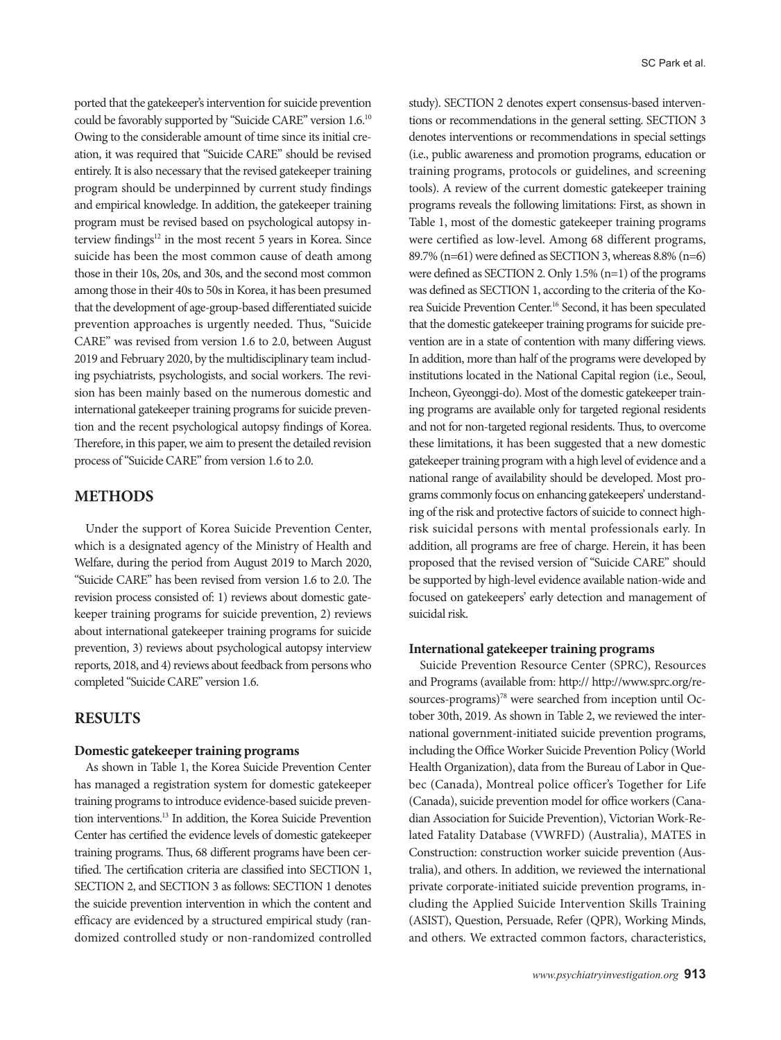ported that the gatekeeper's intervention for suicide prevention could be favorably supported by "Suicide CARE" version 1.6.[10] Owing to the considerable amount of time since its initial creation, it was required that "Suicide CARE" should be revised entirely. It is also necessary that the revised gatekeeper training program should be underpinned by current study findings and empirical knowledge. In addition, the gatekeeper training program must be revised based on psychological autopsy interview findings[12] in the most recent 5 years in Korea. Since suicide has been the most common cause of death among those in their 10s, 20s, and 30s, and the second most common among those in their 40s to 50s in Korea, it has been presumed that the development of age-group-based differentiated suicide prevention approaches is urgently needed. Thus, "Suicide CARE" was revised from version 1.6 to 2.0, between August 2019 and February 2020, by the multidisciplinary team including psychiatrists, psychologists, and social workers. The revision has been mainly based on the numerous domestic and international gatekeeper training programs for suicide prevention and the recent psychological autopsy findings of Korea. Therefore, in this paper, we aim to present the detailed revision process of "Suicide CARE" from version 1.6 to 2.0.

## METHODS

Under the support of Korea Suicide Prevention Center, which is a designated agency of the Ministry of Health and Welfare, during the period from August 2019 to March 2020, "Suicide CARE" has been revised from version 1.6 to 2.0. The revision process consisted of: 1) reviews about domestic gatekeeper training programs for suicide prevention, 2) reviews about international gatekeeper training programs for suicide prevention, 3) reviews about psychological autopsy interview reports, 2018, and 4) reviews about feedback from persons who completed "Suicide CARE" version 1.6.

## RESULTS

### Domestic gatekeeper training programs

As shown in Table 1, the Korea Suicide Prevention Center has managed a registration system for domestic gatekeeper training programs to introduce evidence-based suicide prevention interventions.[13] In addition, the Korea Suicide Prevention Center has certified the evidence levels of domestic gatekeeper training programs. Thus, 68 different programs have been certified. The certification criteria are classified into SECTION 1, SECTION 2, and SECTION 3 as follows: SECTION 1 denotes the suicide prevention intervention in which the content and efficacy are evidenced by a structured empirical study (randomized controlled study or non-randomized controlled study). SECTION 2 denotes expert consensus-based interventions or recommendations in the general setting. SECTION 3 denotes interventions or recommendations in special settings (i.e., public awareness and promotion programs, education or training programs, protocols or guidelines, and screening tools). A review of the current domestic gatekeeper training programs reveals the following limitations: First, as shown in Table 1, most of the domestic gatekeeper training programs were certified as low-level. Among 68 different programs, 89.7% (n=61) were defined as SECTION 3, whereas 8.8% (n=6) were defined as SECTION 2. Only 1.5% (n=1) of the programs was defined as SECTION 1, according to the criteria of the Korea Suicide Prevention Center.[16] Second, it has been speculated that the domestic gatekeeper training programs for suicide prevention are in a state of contention with many differing views. In addition, more than half of the programs were developed by institutions located in the National Capital region (i.e., Seoul, Incheon, Gyeonggi-do). Most of the domestic gatekeeper training programs are available only for targeted regional residents and not for non-targeted regional residents. Thus, to overcome these limitations, it has been suggested that a new domestic gatekeeper training program with a high level of evidence and a national range of availability should be developed. Most programs commonly focus on enhancing gatekeepers' understanding of the risk and protective factors of suicide to connect high-risk suicidal persons with mental professionals early. In addition, all programs are free of charge. Herein, it has been proposed that the revised version of "Suicide CARE" should be supported by high-level evidence available nation-wide and focused on gatekeepers' early detection and management of suicidal risk.

### International gatekeeper training programs

Suicide Prevention Resource Center (SPRC), Resources and Programs (available from: http:// http://www.sprc.org/resources-programs)[78] were searched from inception until October 30th, 2019. As shown in Table 2, we reviewed the international government-initiated suicide prevention programs, including the Office Worker Suicide Prevention Policy (World Health Organization), data from the Bureau of Labor in Quebec (Canada), Montreal police officer's Together for Life (Canada), suicide prevention model for office workers (Canadian Association for Suicide Prevention), Victorian Work-Related Fatality Database (VWRFD) (Australia), MATES in Construction: construction worker suicide prevention (Australia), and others. In addition, we reviewed the international private corporate-initiated suicide prevention programs, including the Applied Suicide Intervention Skills Training (ASIST), Question, Persuade, Refer (QPR), Working Minds, and others. We extracted common factors, characteristics,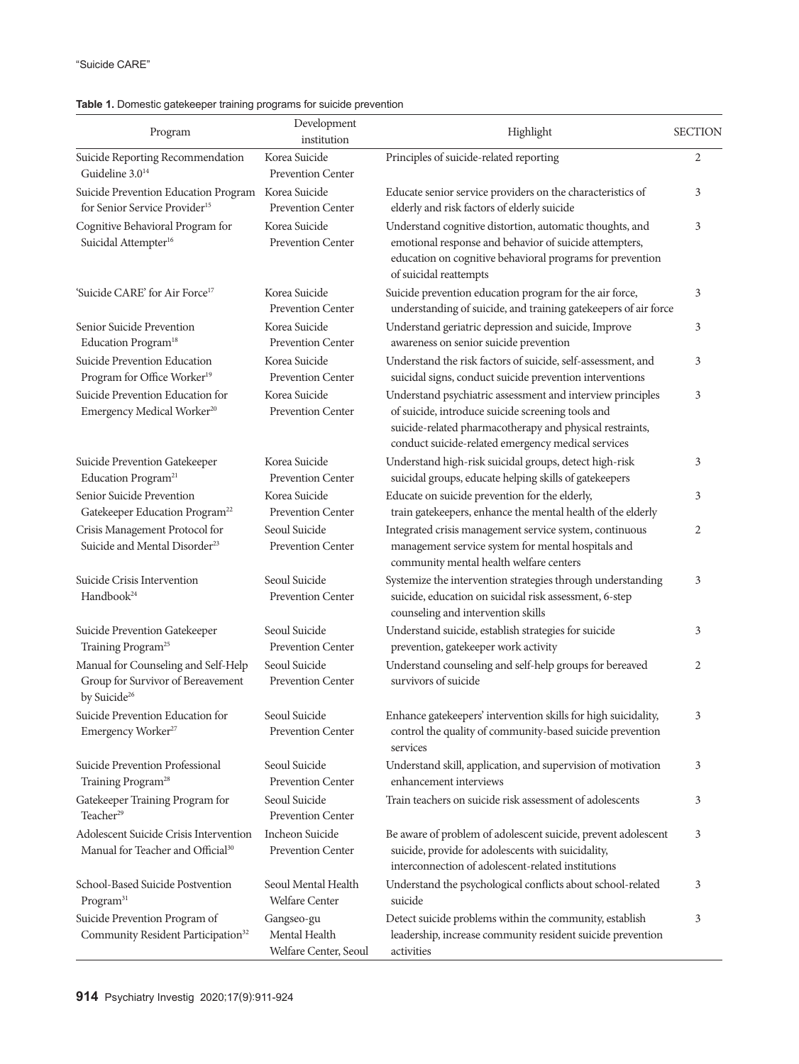**Table 1.** Domestic gatekeeper training programs for suicide prevention

| Program | Development institution | Highlight | SECTION |
|---|---|---|---|
| Suicide Reporting Recommendation Guideline 3.0[14] | Korea Suicide Prevention Center | Principles of suicide-related reporting | 2 |
| Suicide Prevention Education Program for Senior Service Provider[15] | Korea Suicide Prevention Center | Educate senior service providers on the characteristics of elderly and risk factors of elderly suicide | 3 |
| Cognitive Behavioral Program for Suicidal Attempter[16] | Korea Suicide Prevention Center | Understand cognitive distortion, automatic thoughts, and emotional response and behavior of suicide attempters, education on cognitive behavioral programs for prevention of suicidal reattempts | 3 |
| 'Suicide CARE' for Air Force[17] | Korea Suicide Prevention Center | Suicide prevention education program for the air force, understanding of suicide, and training gatekeepers of air force | 3 |
| Senior Suicide Prevention Education Program[18] | Korea Suicide Prevention Center | Understand geriatric depression and suicide, Improve awareness on senior suicide prevention | 3 |
| Suicide Prevention Education Program for Office Worker[19] | Korea Suicide Prevention Center | Understand the risk factors of suicide, self-assessment, and suicidal signs, conduct suicide prevention interventions | 3 |
| Suicide Prevention Education for Emergency Medical Worker[20] | Korea Suicide Prevention Center | Understand psychiatric assessment and interview principles of suicide, introduce suicide screening tools and suicide-related pharmacotherapy and physical restraints, conduct suicide-related emergency medical services | 3 |
| Suicide Prevention Gatekeeper Education Program[21] | Korea Suicide Prevention Center | Understand high-risk suicidal groups, detect high-risk suicidal groups, educate helping skills of gatekeepers | 3 |
| Senior Suicide Prevention Gatekeeper Education Program[22] | Korea Suicide Prevention Center | Educate on suicide prevention for the elderly, train gatekeepers, enhance the mental health of the elderly | 3 |
| Crisis Management Protocol for Suicide and Mental Disorder[23] | Seoul Suicide Prevention Center | Integrated crisis management service system, continuous management service system for mental hospitals and community mental health welfare centers | 2 |
| Suicide Crisis Intervention Handbook[24] | Seoul Suicide Prevention Center | Systemize the intervention strategies through understanding suicide, education on suicidal risk assessment, 6-step counseling and intervention skills | 3 |
| Suicide Prevention Gatekeeper Training Program[25] | Seoul Suicide Prevention Center | Understand suicide, establish strategies for suicide prevention, gatekeeper work activity | 3 |
| Manual for Counseling and Self-Help Group for Survivor of Bereavement by Suicide[26] | Seoul Suicide Prevention Center | Understand counseling and self-help groups for bereaved survivors of suicide | 2 |
| Suicide Prevention Education for Emergency Worker[27] | Seoul Suicide Prevention Center | Enhance gatekeepers' intervention skills for high suicidality, control the quality of community-based suicide prevention services | 3 |
| Suicide Prevention Professional Training Program[28] | Seoul Suicide Prevention Center | Understand skill, application, and supervision of motivation enhancement interviews | 3 |
| Gatekeeper Training Program for Teacher[29] | Seoul Suicide Prevention Center | Train teachers on suicide risk assessment of adolescents | 3 |
| Adolescent Suicide Crisis Intervention Manual for Teacher and Official[30] | Incheon Suicide Prevention Center | Be aware of problem of adolescent suicide, prevent adolescent suicide, provide for adolescents with suicidality, interconnection of adolescent-related institutions | 3 |
| School-Based Suicide Postvention Program[31] | Seoul Mental Health Welfare Center | Understand the psychological conflicts about school-related suicide | 3 |
| Suicide Prevention Program of Community Resident Participation[32] | Gangseo-gu Mental Health Welfare Center, Seoul | Detect suicide problems within the community, establish leadership, increase community resident suicide prevention activities | 3 |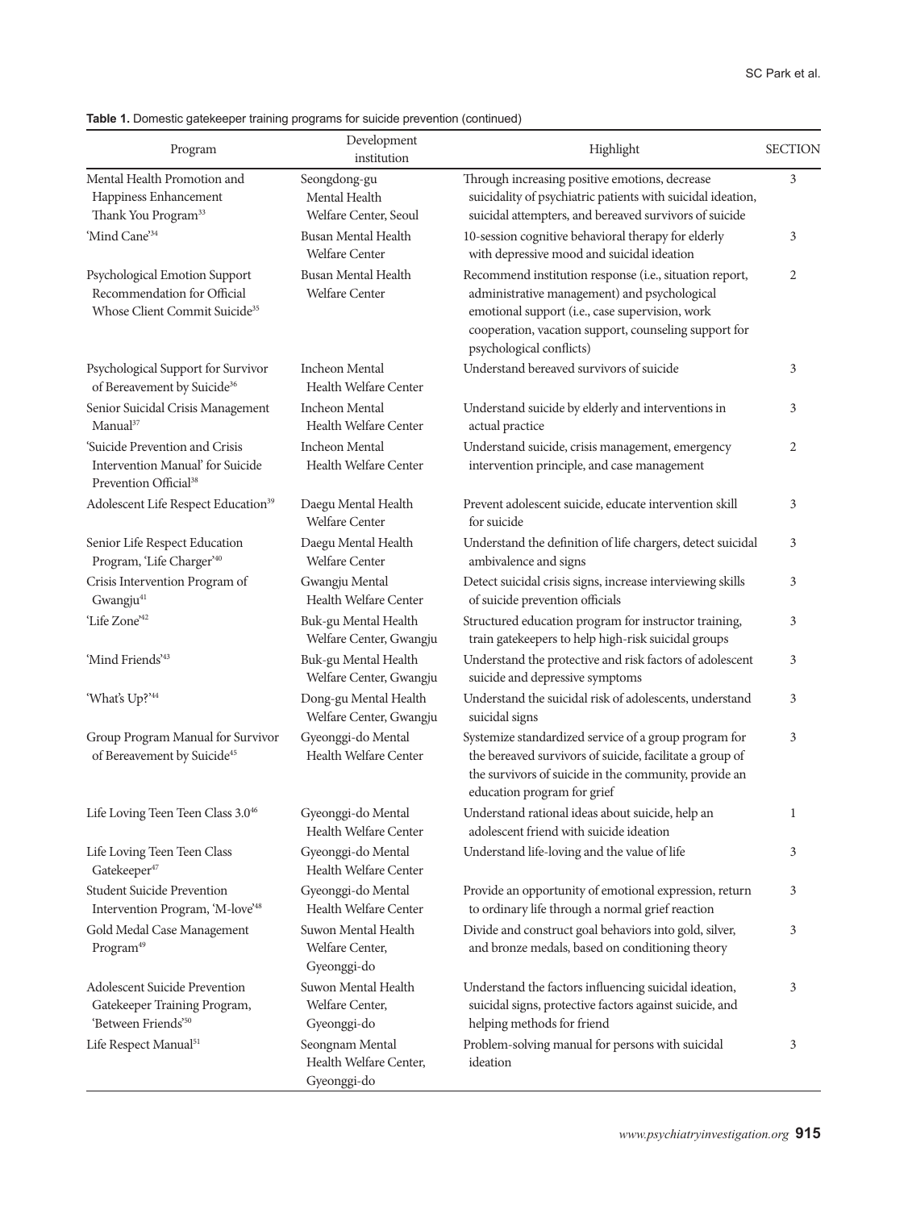**Table 1.** Domestic gatekeeper training programs for suicide prevention (continued)

| Program | Development institution | Highlight | SECTION |
|---|---|---|---|
| Mental Health Promotion and Happiness Enhancement Thank You Program[33] | Seongdong-gu Mental Health Welfare Center, Seoul | Through increasing positive emotions, decrease suicidality of psychiatric patients with suicidal ideation, suicidal attempters, and bereaved survivors of suicide | 3 |
| 'Mind Cane'[34] | Busan Mental Health Welfare Center | 10-session cognitive behavioral therapy for elderly with depressive mood and suicidal ideation | 3 |
| Psychological Emotion Support Recommendation for Official Whose Client Commit Suicide[35] | Busan Mental Health Welfare Center | Recommend institution response (i.e., situation report, administrative management) and psychological emotional support (i.e., case supervision, work cooperation, vacation support, counseling support for psychological conflicts) | 2 |
| Psychological Support for Survivor of Bereavement by Suicide[36] | Incheon Mental Health Welfare Center | Understand bereaved survivors of suicide | 3 |
| Senior Suicidal Crisis Management Manual[37] | Incheon Mental Health Welfare Center | Understand suicide by elderly and interventions in actual practice | 3 |
| 'Suicide Prevention and Crisis Intervention Manual' for Suicide Prevention Official[38] | Incheon Mental Health Welfare Center | Understand suicide, crisis management, emergency intervention principle, and case management | 2 |
| Adolescent Life Respect Education[39] | Daegu Mental Health Welfare Center | Prevent adolescent suicide, educate intervention skill for suicide | 3 |
| Senior Life Respect Education Program, 'Life Charger'[40] | Daegu Mental Health Welfare Center | Understand the definition of life chargers, detect suicidal ambivalence and signs | 3 |
| Crisis Intervention Program of Gwangju[41] | Gwangju Mental Health Welfare Center | Detect suicidal crisis signs, increase interviewing skills of suicide prevention officials | 3 |
| 'Life Zone'[42] | Buk-gu Mental Health Welfare Center, Gwangju | Structured education program for instructor training, train gatekeepers to help high-risk suicidal groups | 3 |
| 'Mind Friends'[43] | Buk-gu Mental Health Welfare Center, Gwangju | Understand the protective and risk factors of adolescent suicide and depressive symptoms | 3 |
| 'What's Up?'[44] | Dong-gu Mental Health Welfare Center, Gwangju | Understand the suicidal risk of adolescents, understand suicidal signs | 3 |
| Group Program Manual for Survivor of Bereavement by Suicide[45] | Gyeonggi-do Mental Health Welfare Center | Systemize standardized service of a group program for the bereaved survivors of suicide, facilitate a group of the survivors of suicide in the community, provide an education program for grief | 3 |
| Life Loving Teen Teen Class 3.0[46] | Gyeonggi-do Mental Health Welfare Center | Understand rational ideas about suicide, help an adolescent friend with suicide ideation | 1 |
| Life Loving Teen Teen Class Gatekeeper[47] | Gyeonggi-do Mental Health Welfare Center | Understand life-loving and the value of life | 3 |
| Student Suicide Prevention Intervention Program, 'M-love'[48] | Gyeonggi-do Mental Health Welfare Center | Provide an opportunity of emotional expression, return to ordinary life through a normal grief reaction | 3 |
| Gold Medal Case Management Program[49] | Suwon Mental Health Welfare Center, Gyeonggi-do | Divide and construct goal behaviors into gold, silver, and bronze medals, based on conditioning theory | 3 |
| Adolescent Suicide Prevention Gatekeeper Training Program, 'Between Friends'[50] | Suwon Mental Health Welfare Center, Gyeonggi-do | Understand the factors influencing suicidal ideation, suicidal signs, protective factors against suicide, and helping methods for friend | 3 |
| Life Respect Manual[51] | Seongnam Mental Health Welfare Center, Gyeonggi-do | Problem-solving manual for persons with suicidal ideation | 3 |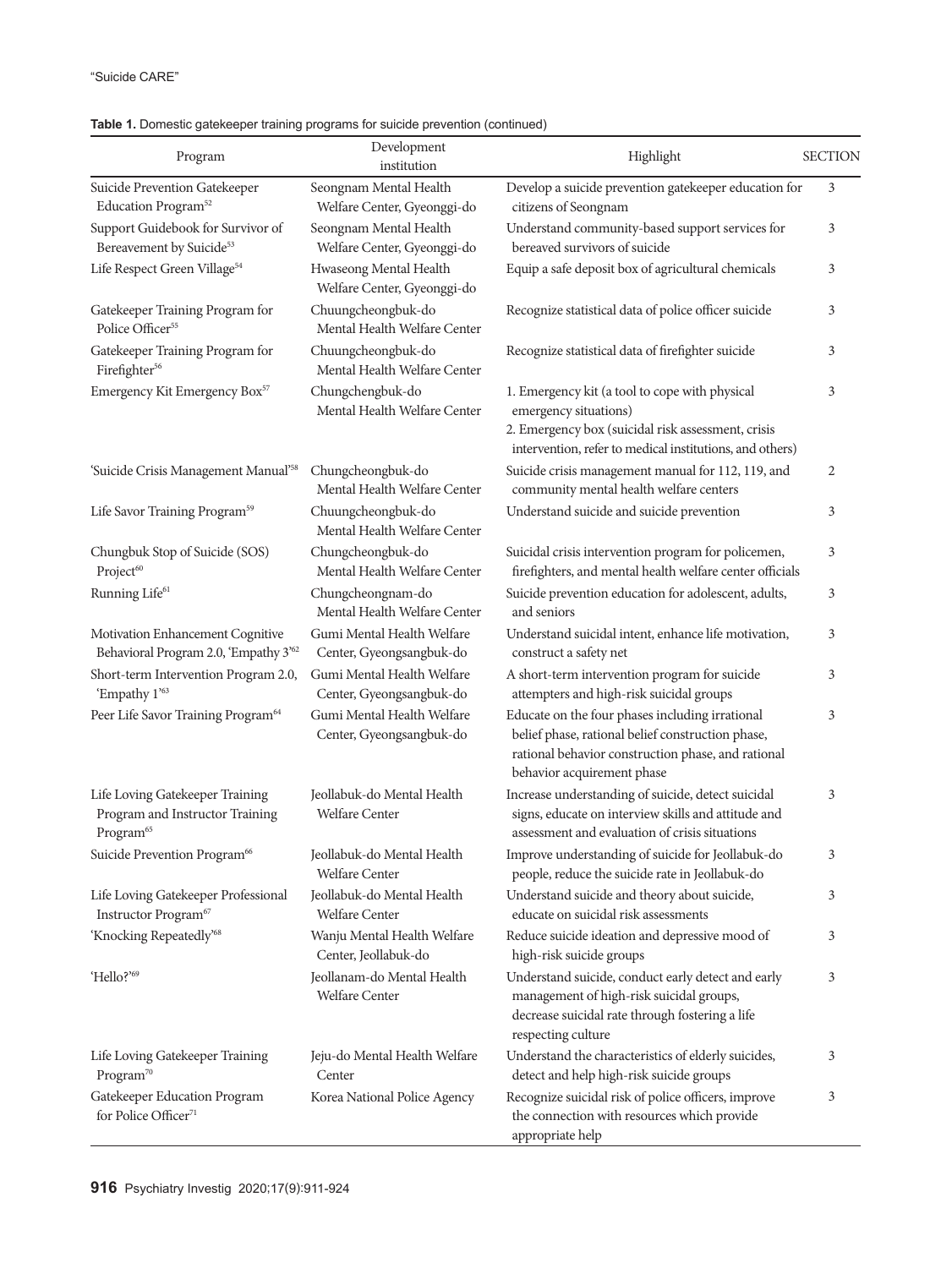**Table 1.** Domestic gatekeeper training programs for suicide prevention (continued)

| Program | Development institution | Highlight | SECTION |
|---|---|---|---|
| Suicide Prevention Gatekeeper Education Program[52] | Seongnam Mental Health Welfare Center, Gyeonggi-do | Develop a suicide prevention gatekeeper education for citizens of Seongnam | 3 |
| Support Guidebook for Survivor of Bereavement by Suicide[53] | Seongnam Mental Health Welfare Center, Gyeonggi-do | Understand community-based support services for bereaved survivors of suicide | 3 |
| Life Respect Green Village[54] | Hwaseong Mental Health Welfare Center, Gyeonggi-do | Equip a safe deposit box of agricultural chemicals | 3 |
| Gatekeeper Training Program for Police Officer[55] | Chuungcheongbuk-do Mental Health Welfare Center | Recognize statistical data of police officer suicide | 3 |
| Gatekeeper Training Program for Firefighter[56] | Chuungcheongbuk-do Mental Health Welfare Center | Recognize statistical data of firefighter suicide | 3 |
| Emergency Kit Emergency Box[57] | Chungchengbuk-do Mental Health Welfare Center | 1. Emergency kit (a tool to cope with physical emergency situations)<br>2. Emergency box (suicidal risk assessment, crisis intervention, refer to medical institutions, and others) | 3 |
| 'Suicide Crisis Management Manual'[58] | Chungcheongbuk-do Mental Health Welfare Center | Suicide crisis management manual for 112, 119, and community mental health welfare centers | 2 |
| Life Savor Training Program[59] | Chuungcheongbuk-do Mental Health Welfare Center | Understand suicide and suicide prevention | 3 |
| Chungbuk Stop of Suicide (SOS) Project[60] | Chungcheongbuk-do Mental Health Welfare Center | Suicidal crisis intervention program for policemen, firefighters, and mental health welfare center officials | 3 |
| Running Life[61] | Chungcheongnam-do Mental Health Welfare Center | Suicide prevention education for adolescent, adults, and seniors | 3 |
| Motivation Enhancement Cognitive Behavioral Program 2.0, 'Empathy 3'[62] | Gumi Mental Health Welfare Center, Gyeongsangbuk-do | Understand suicidal intent, enhance life motivation, construct a safety net | 3 |
| Short-term Intervention Program 2.0, 'Empathy 1'[63] | Gumi Mental Health Welfare Center, Gyeongsangbuk-do | A short-term intervention program for suicide attempters and high-risk suicidal groups | 3 |
| Peer Life Savor Training Program[64] | Gumi Mental Health Welfare Center, Gyeongsangbuk-do | Educate on the four phases including irrational belief phase, rational belief construction phase, rational behavior construction phase, and rational behavior acquirement phase | 3 |
| Life Loving Gatekeeper Training Program and Instructor Training Program[65] | Jeollabuk-do Mental Health Welfare Center | Increase understanding of suicide, detect suicidal signs, educate on interview skills and attitude and assessment and evaluation of crisis situations | 3 |
| Suicide Prevention Program[66] | Jeollabuk-do Mental Health Welfare Center | Improve understanding of suicide for Jeollabuk-do people, reduce the suicide rate in Jeollabuk-do | 3 |
| Life Loving Gatekeeper Professional Instructor Program[67] | Jeollabuk-do Mental Health Welfare Center | Understand suicide and theory about suicide, educate on suicidal risk assessments | 3 |
| 'Knocking Repeatedly'[68] | Wanju Mental Health Welfare Center, Jeollabuk-do | Reduce suicide ideation and depressive mood of high-risk suicide groups | 3 |
| 'Hello?'[69] | Jeollanam-do Mental Health Welfare Center | Understand suicide, conduct early detect and early management of high-risk suicidal groups, decrease suicidal rate through fostering a life respecting culture | 3 |
| Life Loving Gatekeeper Training Program[70] | Jeju-do Mental Health Welfare Center | Understand the characteristics of elderly suicides, detect and help high-risk suicide groups | 3 |
| Gatekeeper Education Program for Police Officer[71] | Korea National Police Agency | Recognize suicidal risk of police officers, improve the connection with resources which provide appropriate help | 3 |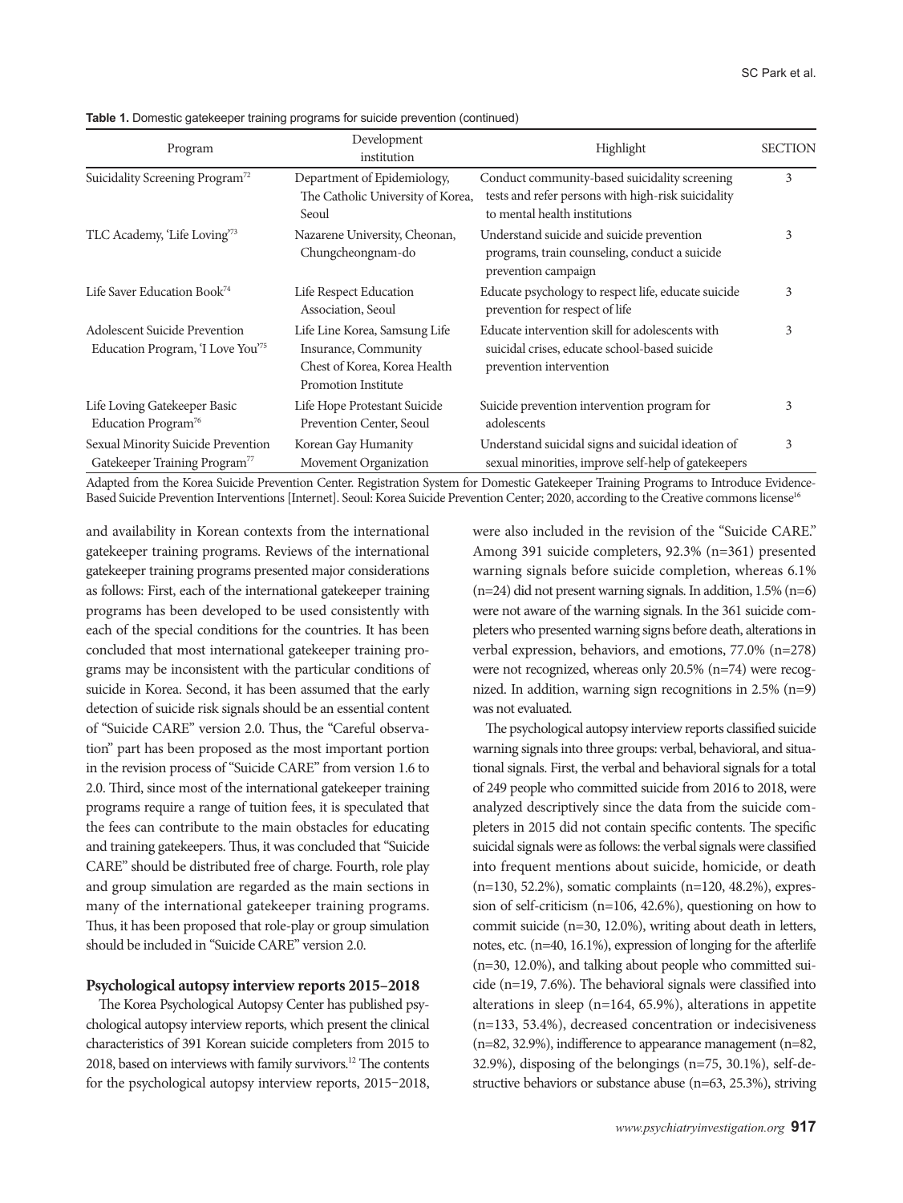**Table 1.** Domestic gatekeeper training programs for suicide prevention (continued)

| Program | Development institution | Highlight | SECTION |
|---|---|---|---|
| Suicidality Screening Program[72] | Department of Epidemiology, The Catholic University of Korea, Seoul | Conduct community-based suicidality screening tests and refer persons with high-risk suicidality to mental health institutions | 3 |
| TLC Academy, 'Life Loving'[73] | Nazarene University, Cheonan, Chungcheongnam-do | Understand suicide and suicide prevention programs, train counseling, conduct a suicide prevention campaign | 3 |
| Life Saver Education Book[74] | Life Respect Education Association, Seoul | Educate psychology to respect life, educate suicide prevention for respect of life | 3 |
| Adolescent Suicide Prevention Education Program, 'I Love You'[75] | Life Line Korea, Samsung Life Insurance, Community Chest of Korea, Korea Health Promotion Institute | Educate intervention skill for adolescents with suicidal crises, educate school-based suicide prevention intervention | 3 |
| Life Loving Gatekeeper Basic Education Program[76] | Life Hope Protestant Suicide Prevention Center, Seoul | Suicide prevention intervention program for adolescents | 3 |
| Sexual Minority Suicide Prevention Gatekeeper Training Program[77] | Korean Gay Humanity Movement Organization | Understand suicidal signs and suicidal ideation of sexual minorities, improve self-help of gatekeepers | 3 |

Adapted from the Korea Suicide Prevention Center. Registration System for Domestic Gatekeeper Training Programs to Introduce Evidence-Based Suicide Prevention Interventions [Internet]. Seoul: Korea Suicide Prevention Center; 2020, according to the Creative commons license[16]

and availability in Korean contexts from the international gatekeeper training programs. Reviews of the international gatekeeper training programs presented major considerations as follows: First, each of the international gatekeeper training programs has been developed to be used consistently with each of the special conditions for the countries. It has been concluded that most international gatekeeper training programs may be inconsistent with the particular conditions of suicide in Korea. Second, it has been assumed that the early detection of suicide risk signals should be an essential content of "Suicide CARE" version 2.0. Thus, the "Careful observation" part has been proposed as the most important portion in the revision process of "Suicide CARE" from version 1.6 to 2.0. Third, since most of the international gatekeeper training programs require a range of tuition fees, it is speculated that the fees can contribute to the main obstacles for educating and training gatekeepers. Thus, it was concluded that "Suicide CARE" should be distributed free of charge. Fourth, role play and group simulation are regarded as the main sections in many of the international gatekeeper training programs. Thus, it has been proposed that role-play or group simulation should be included in "Suicide CARE" version 2.0.

### Psychological autopsy interview reports 2015–2018

The Korea Psychological Autopsy Center has published psychological autopsy interview reports, which present the clinical characteristics of 391 Korean suicide completers from 2015 to 2018, based on interviews with family survivors.[12] The contents for the psychological autopsy interview reports, 2015–2018, were also included in the revision of the "Suicide CARE." Among 391 suicide completers, 92.3% (n=361) presented warning signals before suicide completion, whereas 6.1% (n=24) did not present warning signals. In addition, 1.5% (n=6) were not aware of the warning signals. In the 361 suicide completers who presented warning signs before death, alterations in verbal expression, behaviors, and emotions, 77.0% (n=278) were not recognized, whereas only 20.5% (n=74) were recognized. In addition, warning sign recognitions in 2.5% (n=9) was not evaluated.

The psychological autopsy interview reports classified suicide warning signals into three groups: verbal, behavioral, and situational signals. First, the verbal and behavioral signals for a total of 249 people who committed suicide from 2016 to 2018, were analyzed descriptively since the data from the suicide completers in 2015 did not contain specific contents. The specific suicidal signals were as follows: the verbal signals were classified into frequent mentions about suicide, homicide, or death (n=130, 52.2%), somatic complaints (n=120, 48.2%), expression of self-criticism (n=106, 42.6%), questioning on how to commit suicide (n=30, 12.0%), writing about death in letters, notes, etc. (n=40, 16.1%), expression of longing for the afterlife (n=30, 12.0%), and talking about people who committed suicide (n=19, 7.6%). The behavioral signals were classified into alterations in sleep (n=164, 65.9%), alterations in appetite (n=133, 53.4%), decreased concentration or indecisiveness (n=82, 32.9%), indifference to appearance management (n=82, 32.9%), disposing of the belongings (n=75, 30.1%), self-destructive behaviors or substance abuse (n=63, 25.3%), striving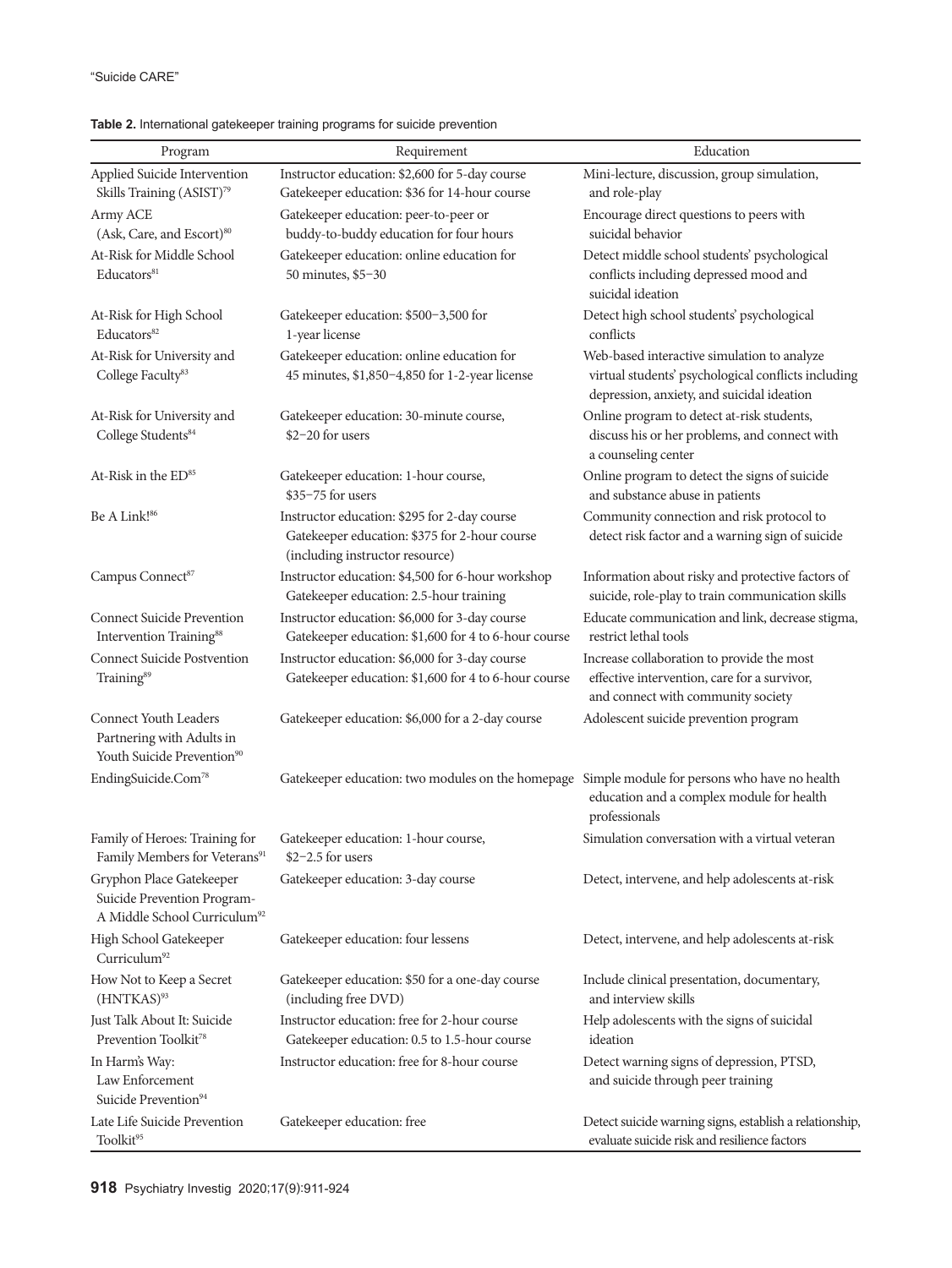**Table 2.** International gatekeeper training programs for suicide prevention

| Program | Requirement | Education |
|---|---|---|
| Applied Suicide Intervention Skills Training (ASIST)[79] | Instructor education: $2,600 for 5-day course<br>Gatekeeper education: $36 for 14-hour course | Mini-lecture, discussion, group simulation, and role-play |
| Army ACE (Ask, Care, and Escort)[80] | Gatekeeper education: peer-to-peer or buddy-to-buddy education for four hours | Encourage direct questions to peers with suicidal behavior |
| At-Risk for Middle School Educators[81] | Gatekeeper education: online education for 50 minutes, $5–30 | Detect middle school students' psychological conflicts including depressed mood and suicidal ideation |
| At-Risk for High School Educators[82] | Gatekeeper education: $500–3,500 for 1-year license | Detect high school students' psychological conflicts |
| At-Risk for University and College Faculty[83] | Gatekeeper education: online education for 45 minutes, $1,850–4,850 for 1-2-year license | Web-based interactive simulation to analyze virtual students' psychological conflicts including depression, anxiety, and suicidal ideation |
| At-Risk for University and College Students[84] | Gatekeeper education: 30-minute course, $2–20 for users | Online program to detect at-risk students, discuss his or her problems, and connect with a counseling center |
| At-Risk in the ED[85] | Gatekeeper education: 1-hour course, $35–75 for users | Online program to detect the signs of suicide and substance abuse in patients |
| Be A Link![86] | Instructor education: $295 for 2-day course<br>Gatekeeper education: $375 for 2-hour course (including instructor resource) | Community connection and risk protocol to detect risk factor and a warning sign of suicide |
| Campus Connect[87] | Instructor education: $4,500 for 6-hour workshop<br>Gatekeeper education: 2.5-hour training | Information about risky and protective factors of suicide, role-play to train communication skills |
| Connect Suicide Prevention Intervention Training[88] | Instructor education: $6,000 for 3-day course<br>Gatekeeper education: $1,600 for 4 to 6-hour course | Educate communication and link, decrease stigma, restrict lethal tools |
| Connect Suicide Postvention Training[89] | Instructor education: $6,000 for 3-day course<br>Gatekeeper education: $1,600 for 4 to 6-hour course | Increase collaboration to provide the most effective intervention, care for a survivor, and connect with community society |
| Connect Youth Leaders Partnering with Adults in Youth Suicide Prevention[90] | Gatekeeper education: $6,000 for a 2-day course | Adolescent suicide prevention program |
| EndingSuicide.Com[78] | Gatekeeper education: two modules on the homepage | Simple module for persons who have no health education and a complex module for health professionals |
| Family of Heroes: Training for Family Members for Veterans[91] | Gatekeeper education: 1-hour course, $2–2.5 for users | Simulation conversation with a virtual veteran |
| Gryphon Place Gatekeeper Suicide Prevention Program-A Middle School Curriculum[92] | Gatekeeper education: 3-day course | Detect, intervene, and help adolescents at-risk |
| High School Gatekeeper Curriculum[92] | Gatekeeper education: four lessens | Detect, intervene, and help adolescents at-risk |
| How Not to Keep a Secret (HNTKAS)[93] | Gatekeeper education: $50 for a one-day course (including free DVD) | Include clinical presentation, documentary, and interview skills |
| Just Talk About It: Suicide Prevention Toolkit[78] | Instructor education: free for 2-hour course<br>Gatekeeper education: 0.5 to 1.5-hour course | Help adolescents with the signs of suicidal ideation |
| In Harm's Way: Law Enforcement Suicide Prevention[94] | Instructor education: free for 8-hour course | Detect warning signs of depression, PTSD, and suicide through peer training |
| Late Life Suicide Prevention Toolkit[95] | Gatekeeper education: free | Detect suicide warning signs, establish a relationship, evaluate suicide risk and resilience factors |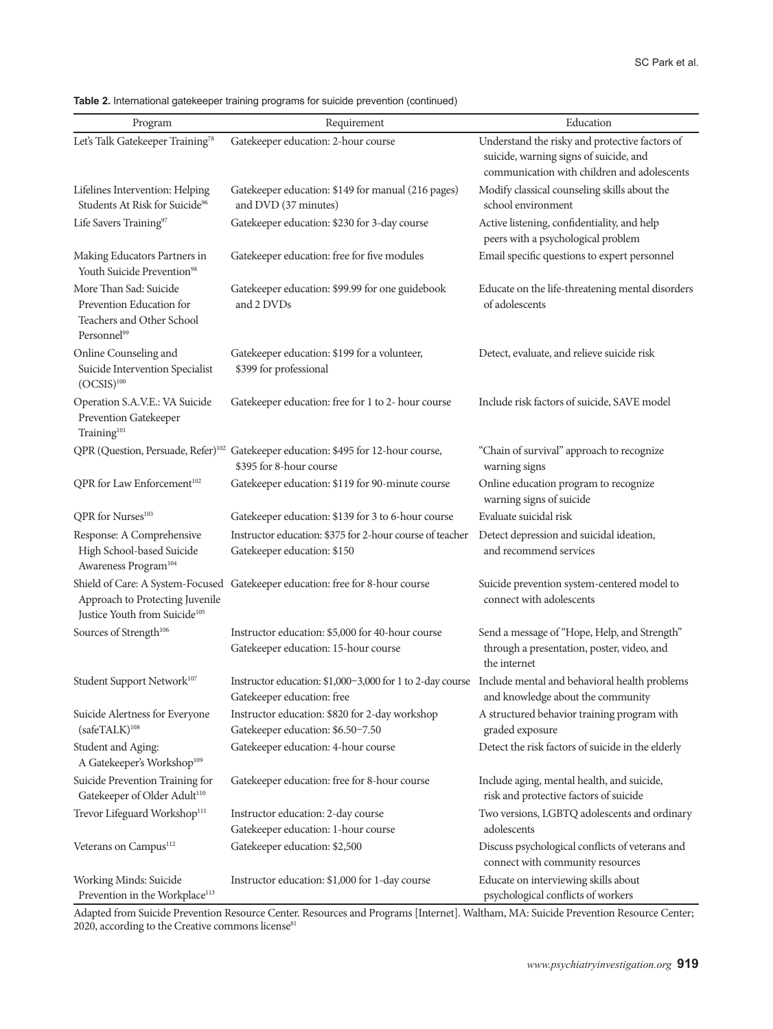**Table 2.** International gatekeeper training programs for suicide prevention (continued)

| Program | Requirement | Education |
|---|---|---|
| Let's Talk Gatekeeper Training[78] | Gatekeeper education: 2-hour course | Understand the risky and protective factors of suicide, warning signs of suicide, and communication with children and adolescents |
| Lifelines Intervention: Helping Students At Risk for Suicide[96] | Gatekeeper education: $149 for manual (216 pages) and DVD (37 minutes) | Modify classical counseling skills about the school environment |
| Life Savers Training[97] | Gatekeeper education: $230 for 3-day course | Active listening, confidentiality, and help peers with a psychological problem |
| Making Educators Partners in Youth Suicide Prevention[98] | Gatekeeper education: free for five modules | Email specific questions to expert personnel |
| More Than Sad: Suicide Prevention Education for Teachers and Other School Personnel[99] | Gatekeeper education: $99.99 for one guidebook and 2 DVDs | Educate on the life-threatening mental disorders of adolescents |
| Online Counseling and Suicide Intervention Specialist (OCSIS)[100] | Gatekeeper education: $199 for a volunteer, $399 for professional | Detect, evaluate, and relieve suicide risk |
| Operation S.A.V.E.: VA Suicide Prevention Gatekeeper Training[101] | Gatekeeper education: free for 1 to 2- hour course | Include risk factors of suicide, SAVE model |
| QPR (Question, Persuade, Refer)[102] | Gatekeeper education: $495 for 12-hour course, $395 for 8-hour course | "Chain of survival" approach to recognize warning signs |
| QPR for Law Enforcement[102] | Gatekeeper education: $119 for 90-minute course | Online education program to recognize warning signs of suicide |
| QPR for Nurses[103] | Gatekeeper education: $139 for 3 to 6-hour course | Evaluate suicidal risk |
| Response: A Comprehensive High School-based Suicide Awareness Program[104] | Instructor education: $375 for 2-hour course of teacher<br>Gatekeeper education: $150 | Detect depression and suicidal ideation, and recommend services |
| Shield of Care: A System-Focused Approach to Protecting Juvenile Justice Youth from Suicide[105] | Gatekeeper education: free for 8-hour course | Suicide prevention system-centered model to connect with adolescents |
| Sources of Strength[106] | Instructor education: $5,000 for 40-hour course<br>Gatekeeper education: 15-hour course | Send a message of "Hope, Help, and Strength" through a presentation, poster, video, and the internet |
| Student Support Network[107] | Instructor education: $1,000–3,000 for 1 to 2-day course<br>Gatekeeper education: free | Include mental and behavioral health problems and knowledge about the community |
| Suicide Alertness for Everyone (safeTALK)[108] | Instructor education: $820 for 2-day workshop<br>Gatekeeper education: $6.50–7.50 | A structured behavior training program with graded exposure |
| Student and Aging: A Gatekeeper's Workshop[109] | Gatekeeper education: 4-hour course | Detect the risk factors of suicide in the elderly |
| Suicide Prevention Training for Gatekeeper of Older Adult[110] | Gatekeeper education: free for 8-hour course | Include aging, mental health, and suicide, risk and protective factors of suicide |
| Trevor Lifeguard Workshop[111] | Instructor education: 2-day course<br>Gatekeeper education: 1-hour course | Two versions, LGBTQ adolescents and ordinary adolescents |
| Veterans on Campus[112] | Gatekeeper education: $2,500 | Discuss psychological conflicts of veterans and connect with community resources |
| Working Minds: Suicide Prevention in the Workplace[113] | Instructor education: $1,000 for 1-day course | Educate on interviewing skills about psychological conflicts of workers |

Adapted from Suicide Prevention Resource Center. Resources and Programs [Internet]. Waltham, MA: Suicide Prevention Resource Center; 2020, according to the Creative commons license[81]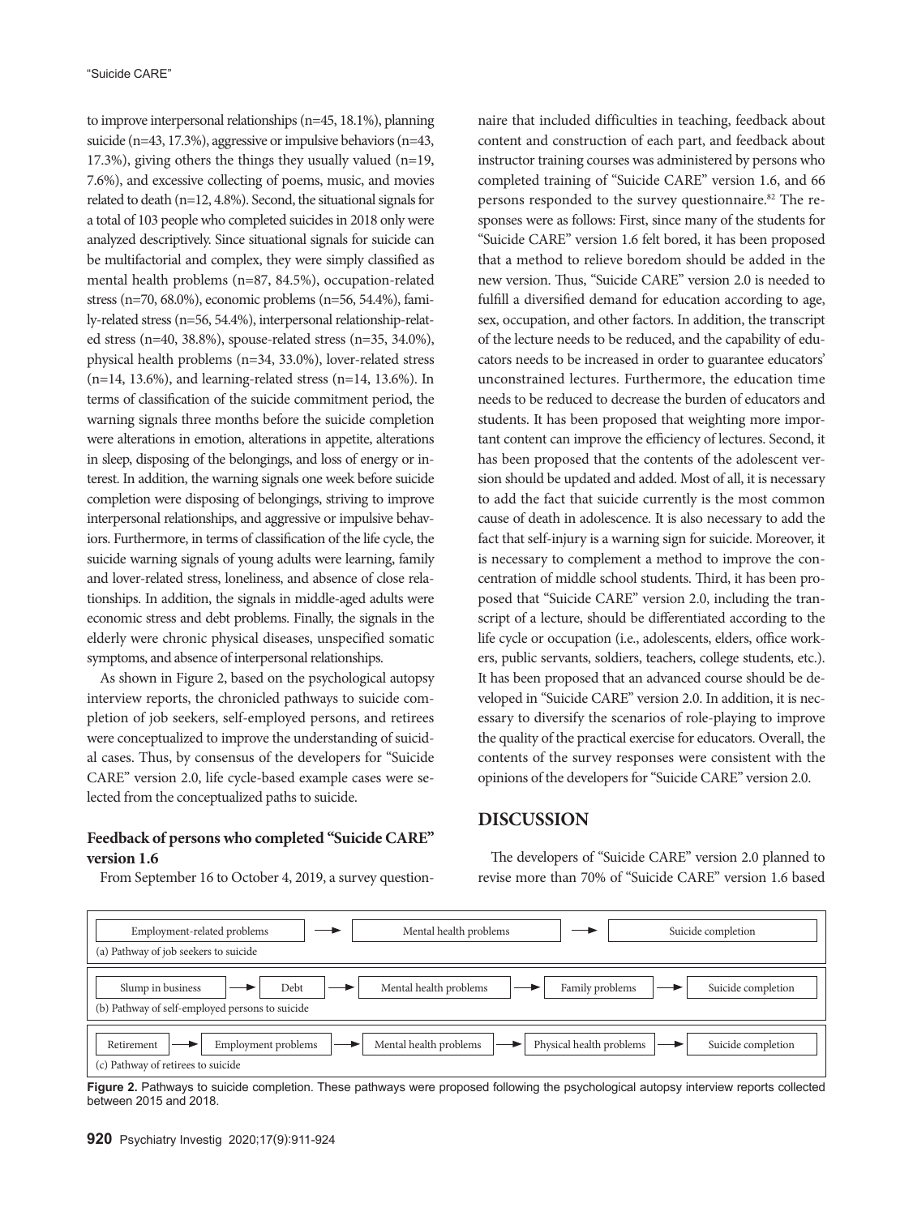to improve interpersonal relationships (n=45, 18.1%), planning suicide (n=43, 17.3%), aggressive or impulsive behaviors (n=43, 17.3%), giving others the things they usually valued (n=19, 7.6%), and excessive collecting of poems, music, and movies related to death (n=12, 4.8%). Second, the situational signals for a total of 103 people who completed suicides in 2018 only were analyzed descriptively. Since situational signals for suicide can be multifactorial and complex, they were simply classified as mental health problems (n=87, 84.5%), occupation-related stress (n=70, 68.0%), economic problems (n=56, 54.4%), family-related stress (n=56, 54.4%), interpersonal relationship-related stress (n=40, 38.8%), spouse-related stress (n=35, 34.0%), physical health problems (n=34, 33.0%), lover-related stress (n=14, 13.6%), and learning-related stress (n=14, 13.6%). In terms of classification of the suicide commitment period, the warning signals three months before the suicide completion were alterations in emotion, alterations in appetite, alterations in sleep, disposing of the belongings, and loss of energy or interest. In addition, the warning signals one week before suicide completion were disposing of belongings, striving to improve interpersonal relationships, and aggressive or impulsive behaviors. Furthermore, in terms of classification of the life cycle, the suicide warning signals of young adults were learning, family and lover-related stress, loneliness, and absence of close relationships. In addition, the signals in middle-aged adults were economic stress and debt problems. Finally, the signals in the elderly were chronic physical diseases, unspecified somatic symptoms, and absence of interpersonal relationships.

As shown in Figure 2, based on the psychological autopsy interview reports, the chronicled pathways to suicide completion of job seekers, self-employed persons, and retirees were conceptualized to improve the understanding of suicidal cases. Thus, by consensus of the developers for "Suicide CARE" version 2.0, life cycle-based example cases were selected from the conceptualized paths to suicide.

### Feedback of persons who completed "Suicide CARE" version 1.6

From September 16 to October 4, 2019, a survey questionnaire that included difficulties in teaching, feedback about content and construction of each part, and feedback about instructor training courses was administered by persons who completed training of "Suicide CARE" version 1.6, and 66 persons responded to the survey questionnaire.[82] The responses were as follows: First, since many of the students for "Suicide CARE" version 1.6 felt bored, it has been proposed that a method to relieve boredom should be added in the new version. Thus, "Suicide CARE" version 2.0 is needed to fulfill a diversified demand for education according to age, sex, occupation, and other factors. In addition, the transcript of the lecture needs to be reduced, and the capability of educators needs to be increased in order to guarantee educators' unconstrained lectures. Furthermore, the education time needs to be reduced to decrease the burden of educators and students. It has been proposed that weighting more important content can improve the efficiency of lectures. Second, it has been proposed that the contents of the adolescent version should be updated and added. Most of all, it is necessary to add the fact that suicide currently is the most common cause of death in adolescence. It is also necessary to add the fact that self-injury is a warning sign for suicide. Moreover, it is necessary to complement a method to improve the concentration of middle school students. Third, it has been proposed that "Suicide CARE" version 2.0, including the transcript of a lecture, should be differentiated according to the life cycle or occupation (i.e., adolescents, elders, office workers, public servants, soldiers, teachers, college students, etc.). It has been proposed that an advanced course should be developed in "Suicide CARE" version 2.0. In addition, it is necessary to diversify the scenarios of role-playing to improve the quality of the practical exercise for educators. Overall, the contents of the survey responses were consistent with the opinions of the developers for "Suicide CARE" version 2.0.

## DISCUSSION

The developers of "Suicide CARE" version 2.0 planned to revise more than 70% of "Suicide CARE" version 1.6 based

(a) Pathway of job seekers to suicide: Employment-related problems → Mental health problems → Suicide completion

(b) Pathway of self-employed persons to suicide: Slump in business → Debt → Mental health problems → Family problems → Suicide completion

(c) Pathway of retirees to suicide: Retirement → Employment problems → Mental health problems → Physical health problems → Suicide completion

**Figure 2.** Pathways to suicide completion. These pathways were proposed following the psychological autopsy interview reports collected between 2015 and 2018.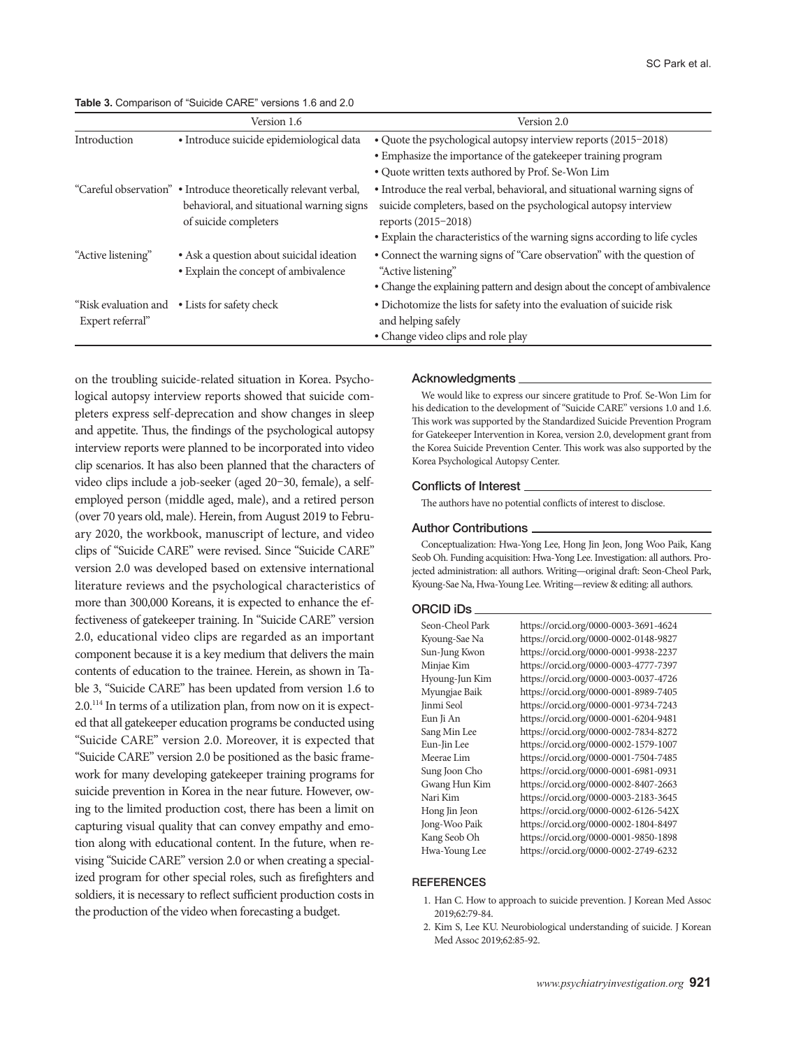**Table 3.** Comparison of "Suicide CARE" versions 1.6 and 2.0

| | Version 1.6 | Version 2.0 |
|---|---|---|
| Introduction | • Introduce suicide epidemiological data | • Quote the psychological autopsy interview reports (2015–2018)<br>• Emphasize the importance of the gatekeeper training program<br>• Quote written texts authored by Prof. Se-Won Lim |
| "Careful observation" | • Introduce theoretically relevant verbal, behavioral, and situational warning signs of suicide completers | • Introduce the real verbal, behavioral, and situational warning signs of suicide completers, based on the psychological autopsy interview reports (2015–2018)<br>• Explain the characteristics of the warning signs according to life cycles |
| "Active listening" | • Ask a question about suicidal ideation<br>• Explain the concept of ambivalence | • Connect the warning signs of "Care observation" with the question of "Active listening"<br>• Change the explaining pattern and design about the concept of ambivalence |
| "Risk evaluation and Expert referral" | • Lists for safety check | • Dichotomize the lists for safety into the evaluation of suicide risk and helping safely<br>• Change video clips and role play |

on the troubling suicide-related situation in Korea. Psychological autopsy interview reports showed that suicide completers express self-deprecation and show changes in sleep and appetite. Thus, the findings of the psychological autopsy interview reports were planned to be incorporated into video clip scenarios. It has also been planned that the characters of video clips include a job-seeker (aged 20–30, female), a self-employed person (middle aged, male), and a retired person (over 70 years old, male). Herein, from August 2019 to February 2020, the workbook, manuscript of lecture, and video clips of "Suicide CARE" were revised. Since "Suicide CARE" version 2.0 was developed based on extensive international literature reviews and the psychological characteristics of more than 300,000 Koreans, it is expected to enhance the effectiveness of gatekeeper training. In "Suicide CARE" version 2.0, educational video clips are regarded as an important component because it is a key medium that delivers the main contents of education to the trainee. Herein, as shown in Table 3, "Suicide CARE" has been updated from version 1.6 to 2.0.[114] In terms of a utilization plan, from now on it is expected that all gatekeeper education programs be conducted using "Suicide CARE" version 2.0. Moreover, it is expected that "Suicide CARE" version 2.0 be positioned as the basic framework for many developing gatekeeper training programs for suicide prevention in Korea in the near future. However, owing to the limited production cost, there has been a limit on capturing visual quality that can convey empathy and emotion along with educational content. In the future, when revising "Suicide CARE" version 2.0 or when creating a specialized program for other special roles, such as firefighters and soldiers, it is necessary to reflect sufficient production costs in the production of the video when forecasting a budget.

## Acknowledgments

We would like to express our sincere gratitude to Prof. Se-Won Lim for his dedication to the development of "Suicide CARE" versions 1.0 and 1.6. This work was supported by the Standardized Suicide Prevention Program for Gatekeeper Intervention in Korea, version 2.0, development grant from the Korea Suicide Prevention Center. This work was also supported by the Korea Psychological Autopsy Center.

## Conflicts of Interest

The authors have no potential conflicts of interest to disclose.

## Author Contributions

Conceptualization: Hwa-Yong Lee, Hong Jin Jeon, Jong Woo Paik, Kang Seob Oh. Funding acquisition: Hwa-Yong Lee. Investigation: all authors. Projected administration: all authors. Writing—original draft: Seon-Cheol Park, Kyoung-Sae Na, Hwa-Young Lee. Writing—review & editing: all authors.

## ORCID iDs

| | |
|---|---|
| Seon-Cheol Park | https://orcid.org/0000-0003-3691-4624 |
| Kyoung-Sae Na | https://orcid.org/0000-0002-0148-9827 |
| Sun-Jung Kwon | https://orcid.org/0000-0001-9938-2237 |
| Minjae Kim | https://orcid.org/0000-0003-4777-7397 |
| Hyoung-Jun Kim | https://orcid.org/0000-0003-0037-4726 |
| Myungjae Baik | https://orcid.org/0000-0001-8989-7405 |
| Jinmi Seol | https://orcid.org/0000-0001-9734-7243 |
| Eun Ji An | https://orcid.org/0000-0001-6204-9481 |
| Sang Min Lee | https://orcid.org/0000-0002-7834-8272 |
| Eun-Jin Lee | https://orcid.org/0000-0002-1579-1007 |
| Meerae Lim | https://orcid.org/0000-0001-7504-7485 |
| Sung Joon Cho | https://orcid.org/0000-0001-6981-0931 |
| Gwang Hun Kim | https://orcid.org/0000-0002-8407-2663 |
| Nari Kim | https://orcid.org/0000-0003-2183-3645 |
| Hong Jin Jeon | https://orcid.org/0000-0002-6126-542X |
| Jong-Woo Paik | https://orcid.org/0000-0002-1804-8497 |
| Kang Seob Oh | https://orcid.org/0000-0001-9850-1898 |
| Hwa-Young Lee | https://orcid.org/0000-0002-2749-6232 |

## REFERENCES

1. Han C. How to approach to suicide prevention. J Korean Med Assoc 2019;62:79-84.
2. Kim S, Lee KU. Neurobiological understanding of suicide. J Korean Med Assoc 2019;62:85-92.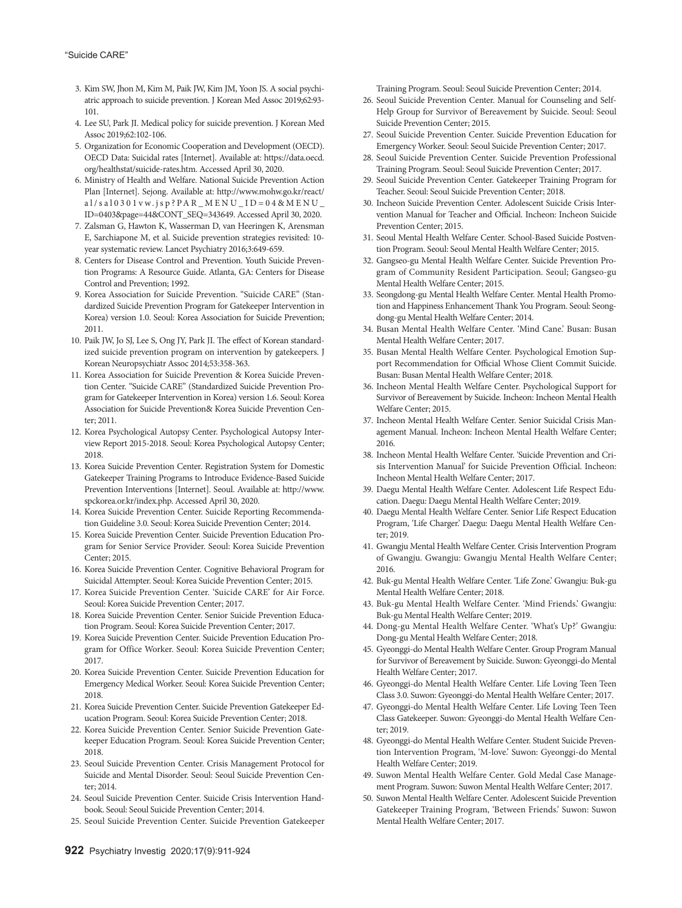3. Kim SW, Jhon M, Kim M, Paik JW, Kim JM, Yoon JS. A social psychiatric approach to suicide prevention. J Korean Med Assoc 2019;62:93-101.
4. Lee SU, Park JI. Medical policy for suicide prevention. J Korean Med Assoc 2019;62:102-106.
5. Organization for Economic Cooperation and Development (OECD). OECD Data: Suicidal rates [Internet]. Available at: https://data.oecd.org/healthstat/suicide-rates.htm. Accessed April 30, 2020.
6. Ministry of Health and Welfare. National Suicide Prevention Action Plan [Internet]. Sejong. Available at: http://www.mohw.go.kr/react/al/sal0301vw.jsp?PAR_MENU_ID=04&MENU_ID=0403&page=44&CONT_SEQ=343649. Accessed April 30, 2020.
7. Zalsman G, Hawton K, Wasserman D, van Heeringen K, Arensman E, Sarchiapone M, et al. Suicide prevention strategies revisited: 10-year systematic review. Lancet Psychiatry 2016;3:649-659.
8. Centers for Disease Control and Prevention. Youth Suicide Prevention Programs: A Resource Guide. Atlanta, GA: Centers for Disease Control and Prevention; 1992.
9. Korea Association for Suicide Prevention. "Suicide CARE" (Standardized Suicide Prevention Program for Gatekeeper Intervention in Korea) version 1.0. Seoul: Korea Association for Suicide Prevention; 2011.
10. Paik JW, Jo SJ, Lee S, Ong JY, Park JI. The effect of Korean standardized suicide prevention program on intervention by gatekeepers. J Korean Neuropsychiatr Assoc 2014;53:358-363.
11. Korea Association for Suicide Prevention & Korea Suicide Prevention Center. "Suicide CARE" (Standardized Suicide Prevention Program for Gatekeeper Intervention in Korea) version 1.6. Seoul: Korea Association for Suicide Prevention& Korea Suicide Prevention Center; 2011.
12. Korea Psychological Autopsy Center. Psychological Autopsy Interview Report 2015-2018. Seoul: Korea Psychological Autopsy Center; 2018.
13. Korea Suicide Prevention Center. Registration System for Domestic Gatekeeper Training Programs to Introduce Evidence-Based Suicide Prevention Interventions [Internet]. Seoul. Available at: http://www.spckorea.or.kr/index.php. Accessed April 30, 2020.
14. Korea Suicide Prevention Center. Suicide Reporting Recommendation Guideline 3.0. Seoul: Korea Suicide Prevention Center; 2014.
15. Korea Suicide Prevention Center. Suicide Prevention Education Program for Senior Service Provider. Seoul: Korea Suicide Prevention Center; 2015.
16. Korea Suicide Prevention Center. Cognitive Behavioral Program for Suicidal Attempter. Seoul: Korea Suicide Prevention Center; 2015.
17. Korea Suicide Prevention Center. 'Suicide CARE' for Air Force. Seoul: Korea Suicide Prevention Center; 2017.
18. Korea Suicide Prevention Center. Senior Suicide Prevention Education Program. Seoul: Korea Suicide Prevention Center; 2017.
19. Korea Suicide Prevention Center. Suicide Prevention Education Program for Office Worker. Seoul: Korea Suicide Prevention Center; 2017.
20. Korea Suicide Prevention Center. Suicide Prevention Education for Emergency Medical Worker. Seoul: Korea Suicide Prevention Center; 2018.
21. Korea Suicide Prevention Center. Suicide Prevention Gatekeeper Education Program. Seoul: Korea Suicide Prevention Center; 2018.
22. Korea Suicide Prevention Center. Senior Suicide Prevention Gatekeeper Education Program. Seoul: Korea Suicide Prevention Center; 2018.
23. Seoul Suicide Prevention Center. Crisis Management Protocol for Suicide and Mental Disorder. Seoul: Seoul Suicide Prevention Center; 2014.
24. Seoul Suicide Prevention Center. Suicide Crisis Intervention Handbook. Seoul: Seoul Suicide Prevention Center; 2014.
25. Seoul Suicide Prevention Center. Suicide Prevention Gatekeeper Training Program. Seoul: Seoul Suicide Prevention Center; 2014.
26. Seoul Suicide Prevention Center. Manual for Counseling and Self-Help Group for Survivor of Bereavement by Suicide. Seoul: Seoul Suicide Prevention Center; 2015.
27. Seoul Suicide Prevention Center. Suicide Prevention Education for Emergency Worker. Seoul: Seoul Suicide Prevention Center; 2017.
28. Seoul Suicide Prevention Center. Suicide Prevention Professional Training Program. Seoul: Seoul Suicide Prevention Center; 2017.
29. Seoul Suicide Prevention Center. Gatekeeper Training Program for Teacher. Seoul: Seoul Suicide Prevention Center; 2018.
30. Incheon Suicide Prevention Center. Adolescent Suicide Crisis Intervention Manual for Teacher and Official. Incheon: Incheon Suicide Prevention Center; 2015.
31. Seoul Mental Health Welfare Center. School-Based Suicide Postvention Program. Seoul: Seoul Mental Health Welfare Center; 2015.
32. Gangseo-gu Mental Health Welfare Center. Suicide Prevention Program of Community Resident Participation. Seoul; Gangseo-gu Mental Health Welfare Center; 2015.
33. Seongdong-gu Mental Health Welfare Center. Mental Health Promotion and Happiness Enhancement Thank You Program. Seoul: Seongdong-gu Mental Health Welfare Center; 2014.
34. Busan Mental Health Welfare Center. 'Mind Cane.' Busan: Busan Mental Health Welfare Center; 2017.
35. Busan Mental Health Welfare Center. Psychological Emotion Support Recommendation for Official Whose Client Commit Suicide. Busan: Busan Mental Health Welfare Center; 2018.
36. Incheon Mental Health Welfare Center. Psychological Support for Survivor of Bereavement by Suicide. Incheon: Incheon Mental Health Welfare Center; 2015.
37. Incheon Mental Health Welfare Center. Senior Suicidal Crisis Management Manual. Incheon: Incheon Mental Health Welfare Center; 2016.
38. Incheon Mental Health Welfare Center. 'Suicide Prevention and Crisis Intervention Manual' for Suicide Prevention Official. Incheon: Incheon Mental Health Welfare Center; 2017.
39. Daegu Mental Health Welfare Center. Adolescent Life Respect Education. Daegu: Daegu Mental Health Welfare Center; 2019.
40. Daegu Mental Health Welfare Center. Senior Life Respect Education Program, 'Life Charger.' Daegu: Daegu Mental Health Welfare Center; 2019.
41. Gwangju Mental Health Welfare Center. Crisis Intervention Program of Gwangju. Gwangju: Gwangju Mental Health Welfare Center; 2016.
42. Buk-gu Mental Health Welfare Center. 'Life Zone.' Gwangju: Buk-gu Mental Health Welfare Center; 2018.
43. Buk-gu Mental Health Welfare Center. 'Mind Friends.' Gwangju: Buk-gu Mental Health Welfare Center; 2019.
44. Dong-gu Mental Health Welfare Center. 'What's Up?' Gwangju: Dong-gu Mental Health Welfare Center; 2018.
45. Gyeonggi-do Mental Health Welfare Center. Group Program Manual for Survivor of Bereavement by Suicide. Suwon: Gyeonggi-do Mental Health Welfare Center; 2017.
46. Gyeonggi-do Mental Health Welfare Center. Life Loving Teen Teen Class 3.0. Suwon: Gyeonggi-do Mental Health Welfare Center; 2017.
47. Gyeonggi-do Mental Health Welfare Center. Life Loving Teen Teen Class Gatekeeper. Suwon: Gyeonggi-do Mental Health Welfare Center; 2019.
48. Gyeonggi-do Mental Health Welfare Center. Student Suicide Prevention Intervention Program, 'M-love.' Suwon: Gyeonggi-do Mental Health Welfare Center; 2019.
49. Suwon Mental Health Welfare Center. Gold Medal Case Management Program. Suwon: Suwon Mental Health Welfare Center; 2017.
50. Suwon Mental Health Welfare Center. Adolescent Suicide Prevention Gatekeeper Training Program, 'Between Friends.' Suwon: Suwon Mental Health Welfare Center; 2017.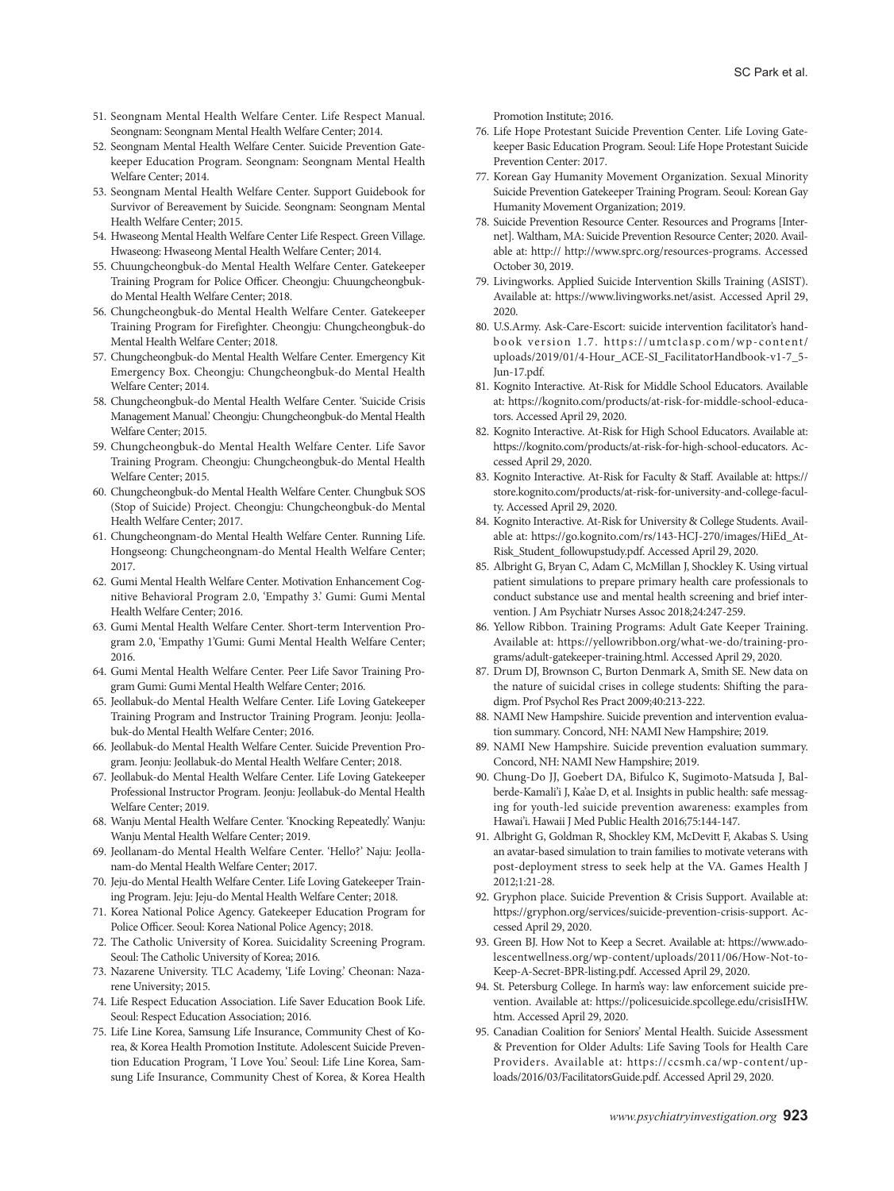51. Seongnam Mental Health Welfare Center. Life Respect Manual. Seongnam: Seongnam Mental Health Welfare Center; 2014.
52. Seongnam Mental Health Welfare Center. Suicide Prevention Gatekeeper Education Program. Seongnam: Seongnam Mental Health Welfare Center; 2014.
53. Seongnam Mental Health Welfare Center. Support Guidebook for Survivor of Bereavement by Suicide. Seongnam: Seongnam Mental Health Welfare Center; 2015.
54. Hwaseong Mental Health Welfare Center Life Respect. Green Village. Hwaseong: Hwaseong Mental Health Welfare Center; 2014.
55. Chuungcheongbuk-do Mental Health Welfare Center. Gatekeeper Training Program for Police Officer. Cheongju: Chuungcheongbuk-do Mental Health Welfare Center; 2018.
56. Chungcheongbuk-do Mental Health Welfare Center. Gatekeeper Training Program for Firefighter. Cheongju: Chungcheongbuk-do Mental Health Welfare Center; 2018.
57. Chungcheongbuk-do Mental Health Welfare Center. Emergency Kit Emergency Box. Cheongju: Chungcheongbuk-do Mental Health Welfare Center; 2014.
58. Chungcheongbuk-do Mental Health Welfare Center. 'Suicide Crisis Management Manual.' Cheongju: Chungcheongbuk-do Mental Health Welfare Center; 2015.
59. Chungcheongbuk-do Mental Health Welfare Center. Life Savor Training Program. Cheongju: Chungcheongbuk-do Mental Health Welfare Center; 2015.
60. Chungcheongbuk-do Mental Health Welfare Center. Chungbuk SOS (Stop of Suicide) Project. Cheongju: Chungcheongbuk-do Mental Health Welfare Center; 2017.
61. Chungcheongnam-do Mental Health Welfare Center. Running Life. Hongseong: Chungcheongnam-do Mental Health Welfare Center; 2017.
62. Gumi Mental Health Welfare Center. Motivation Enhancement Cognitive Behavioral Program 2.0, 'Empathy 3.' Gumi: Gumi Mental Health Welfare Center; 2016.
63. Gumi Mental Health Welfare Center. Short-term Intervention Program 2.0, 'Empathy 1'Gumi: Gumi Mental Health Welfare Center; 2016.
64. Gumi Mental Health Welfare Center. Peer Life Savor Training Program Gumi: Gumi Mental Health Welfare Center; 2016.
65. Jeollabuk-do Mental Health Welfare Center. Life Loving Gatekeeper Training Program and Instructor Training Program. Jeonju: Jeollabuk-do Mental Health Welfare Center; 2016.
66. Jeollabuk-do Mental Health Welfare Center. Suicide Prevention Program. Jeonju: Jeollabuk-do Mental Health Welfare Center; 2018.
67. Jeollabuk-do Mental Health Welfare Center. Life Loving Gatekeeper Professional Instructor Program. Jeonju: Jeollabuk-do Mental Health Welfare Center; 2019.
68. Wanju Mental Health Welfare Center. 'Knocking Repeatedly.' Wanju: Wanju Mental Health Welfare Center; 2019.
69. Jeollanam-do Mental Health Welfare Center. 'Hello?' Naju: Jeollanam-do Mental Health Welfare Center; 2017.
70. Jeju-do Mental Health Welfare Center. Life Loving Gatekeeper Training Program. Jeju: Jeju-do Mental Health Welfare Center; 2018.
71. Korea National Police Agency. Gatekeeper Education Program for Police Officer. Seoul: Korea National Police Agency; 2018.
72. The Catholic University of Korea. Suicidality Screening Program. Seoul: The Catholic University of Korea; 2016.
73. Nazarene University. TLC Academy, 'Life Loving.' Cheonan: Nazarene University; 2015.
74. Life Respect Education Association. Life Saver Education Book Life. Seoul: Respect Education Association; 2016.
75. Life Line Korea, Samsung Life Insurance, Community Chest of Korea, & Korea Health Promotion Institute. Adolescent Suicide Prevention Education Program, 'I Love You.' Seoul: Life Line Korea, Samsung Life Insurance, Community Chest of Korea, & Korea Health Promotion Institute; 2016.
76. Life Hope Protestant Suicide Prevention Center. Life Loving Gatekeeper Basic Education Program. Seoul: Life Hope Protestant Suicide Prevention Center: 2017.
77. Korean Gay Humanity Movement Organization. Sexual Minority Suicide Prevention Gatekeeper Training Program. Seoul: Korean Gay Humanity Movement Organization; 2019.
78. Suicide Prevention Resource Center. Resources and Programs [Internet]. Waltham, MA: Suicide Prevention Resource Center; 2020. Available at: http:// http://www.sprc.org/resources-programs. Accessed October 30, 2019.
79. Livingworks. Applied Suicide Intervention Skills Training (ASIST). Available at: https://www.livingworks.net/asist. Accessed April 29, 2020.
80. U.S.Army. Ask-Care-Escort: suicide intervention facilitator's handbook version 1.7. https://umtclasp.com/wp-content/uploads/2019/01/4-Hour_ACE-SI_FacilitatorHandbook-v1-7_5-Jun-17.pdf.
81. Kognito Interactive. At-Risk for Middle School Educators. Available at: https://kognito.com/products/at-risk-for-middle-school-educators. Accessed April 29, 2020.
82. Kognito Interactive. At-Risk for High School Educators. Available at: https://kognito.com/products/at-risk-for-high-school-educators. Accessed April 29, 2020.
83. Kognito Interactive. At-Risk for Faculty & Staff. Available at: https://store.kognito.com/products/at-risk-for-university-and-college-faculty. Accessed April 29, 2020.
84. Kognito Interactive. At-Risk for University & College Students. Available at: https://go.kognito.com/rs/143-HCJ-270/images/HiEd_At-Risk_Student_followupstudy.pdf. Accessed April 29, 2020.
85. Albright G, Bryan C, Adam C, McMillan J, Shockley K. Using virtual patient simulations to prepare primary health care professionals to conduct substance use and mental health screening and brief intervention. J Am Psychiatr Nurses Assoc 2018;24:247-259.
86. Yellow Ribbon. Training Programs: Adult Gate Keeper Training. Available at: https://yellowribbon.org/what-we-do/training-programs/adult-gatekeeper-training.html. Accessed April 29, 2020.
87. Drum DJ, Brownson C, Burton Denmark A, Smith SE. New data on the nature of suicidal crises in college students: Shifting the paradigm. Prof Psychol Res Pract 2009;40:213-222.
88. NAMI New Hampshire. Suicide prevention and intervention evaluation summary. Concord, NH: NAMI New Hampshire; 2019.
89. NAMI New Hampshire. Suicide prevention evaluation summary. Concord, NH: NAMI New Hampshire; 2019.
90. Chung-Do JJ, Goebert DA, Bifulco K, Sugimoto-Matsuda J, Balberde-Kamali'i J, Ka'ae D, et al. Insights in public health: safe messaging for youth-led suicide prevention awareness: examples from Hawai'i. Hawaii J Med Public Health 2016;75:144-147.
91. Albright G, Goldman R, Shockley KM, McDevitt F, Akabas S. Using an avatar-based simulation to train families to motivate veterans with post-deployment stress to seek help at the VA. Games Health J 2012;1:21-28.
92. Gryphon place. Suicide Prevention & Crisis Support. Available at: https://gryphon.org/services/suicide-prevention-crisis-support. Accessed April 29, 2020.
93. Green BJ. How Not to Keep a Secret. Available at: https://www.adolescentwellness.org/wp-content/uploads/2011/06/How-Not-to-Keep-A-Secret-BPR-listing.pdf. Accessed April 29, 2020.
94. St. Petersburg College. In harm's way: law enforcement suicide prevention. Available at: https://policesuicide.spcollege.edu/crisisIHW.htm. Accessed April 29, 2020.
95. Canadian Coalition for Seniors' Mental Health. Suicide Assessment & Prevention for Older Adults: Life Saving Tools for Health Care Providers. Available at: https://ccsmh.ca/wp-content/uploads/2016/03/FacilitatorsGuide.pdf. Accessed April 29, 2020.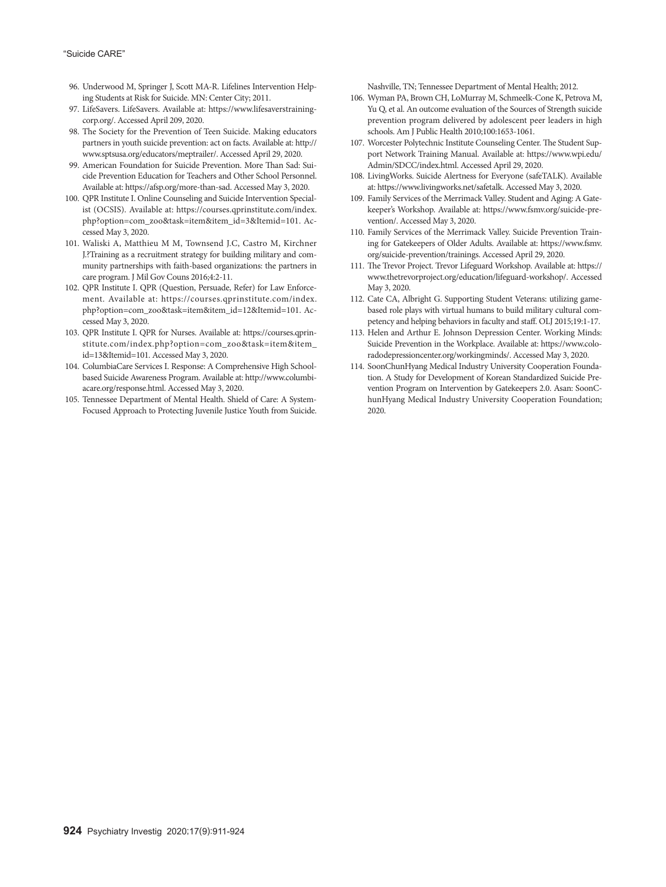96. Underwood M, Springer J, Scott MA-R. Lifelines Intervention Helping Students at Risk for Suicide. MN: Center City; 2011.
97. LifeSavers. LifeSavers. Available at: https://www.lifesavertrainingcorp.org/. Accessed April 209, 2020.
98. The Society for the Prevention of Teen Suicide. Making educators partners in youth suicide prevention: act on facts. Available at: http://www.sptsusa.org/educators/meptrailer/. Accessed April 29, 2020.
99. American Foundation for Suicide Prevention. More Than Sad: Suicide Prevention Education for Teachers and Other School Personnel. Available at: https://afsp.org/more-than-sad. Accessed May 3, 2020.
100. QPR Institute I. Online Counseling and Suicide Intervention Specialist (OCSIS). Available at: https://courses.qprinstitute.com/index.php?option=com_zoo&task=item&item_id=3&Itemid=101. Accessed May 3, 2020.
101. Waliski A, Matthieu M M, Townsend J.C, Castro M, Kirchner J.?Training as a recruitment strategy for building military and community partnerships with faith-based organizations: the partners in care program. J Mil Gov Couns 2016;4:2-11.
102. QPR Institute I. QPR (Question, Persuade, Refer) for Law Enforcement. Available at: https://courses.qprinstitute.com/index.php?option=com_zoo&task=item&item_id=12&Itemid=101. Accessed May 3, 2020.
103. QPR Institute I. QPR for Nurses. Available at: https://courses.qprinstitute.com/index.php?option=com_zoo&task=item&item_id=13&Itemid=101. Accessed May 3, 2020.
104. ColumbiaCare Services I. Response: A Comprehensive High School-based Suicide Awareness Program. Available at: http://www.columbiacare.org/response.html. Accessed May 3, 2020.
105. Tennessee Department of Mental Health. Shield of Care: A System-Focused Approach to Protecting Juvenile Justice Youth from Suicide. Nashville, TN; Tennessee Department of Mental Health; 2012.
106. Wyman PA, Brown CH, LoMurray M, Schmeelk-Cone K, Petrova M, Yu Q, et al. An outcome evaluation of the Sources of Strength suicide prevention program delivered by adolescent peer leaders in high schools. Am J Public Health 2010;100:1653-1061.
107. Worcester Polytechnic Institute Counseling Center. The Student Support Network Training Manual. Available at: https://www.wpi.edu/Admin/SDCC/index.html. Accessed April 29, 2020.
108. LivingWorks. Suicide Alertness for Everyone (safeTALK). Available at: https://www.livingworks.net/safetalk. Accessed May 3, 2020.
109. Family Services of the Merrimack Valley. Student and Aging: A Gatekeeper's Workshop. Available at: https://www.fsmv.org/suicide-prevention/. Accessed May 3, 2020.
110. Family Services of the Merrimack Valley. Suicide Prevention Training for Gatekeepers of Older Adults. Available at: https://www.fsmv.org/suicide-prevention/trainings. Accessed April 29, 2020.
111. The Trevor Project. Trevor Lifeguard Workshop. Available at: https://www.thetrevorproject.org/education/lifeguard-workshop/. Accessed May 3, 2020.
112. Cate CA, Albright G. Supporting Student Veterans: utilizing game-based role plays with virtual humans to build military cultural competency and helping behaviors in faculty and staff. OLJ 2015;19:1-17.
113. Helen and Arthur E. Johnson Depression Center. Working Minds: Suicide Prevention in the Workplace. Available at: https://www.coloradodepressioncenter.org/workingminds/. Accessed May 3, 2020.
114. SoonChunHyang Medical Industry University Cooperation Foundation. A Study for Development of Korean Standardized Suicide Prevention Program on Intervention by Gatekeepers 2.0. Asan: SoonChunHyang Medical Industry University Cooperation Foundation; 2020.